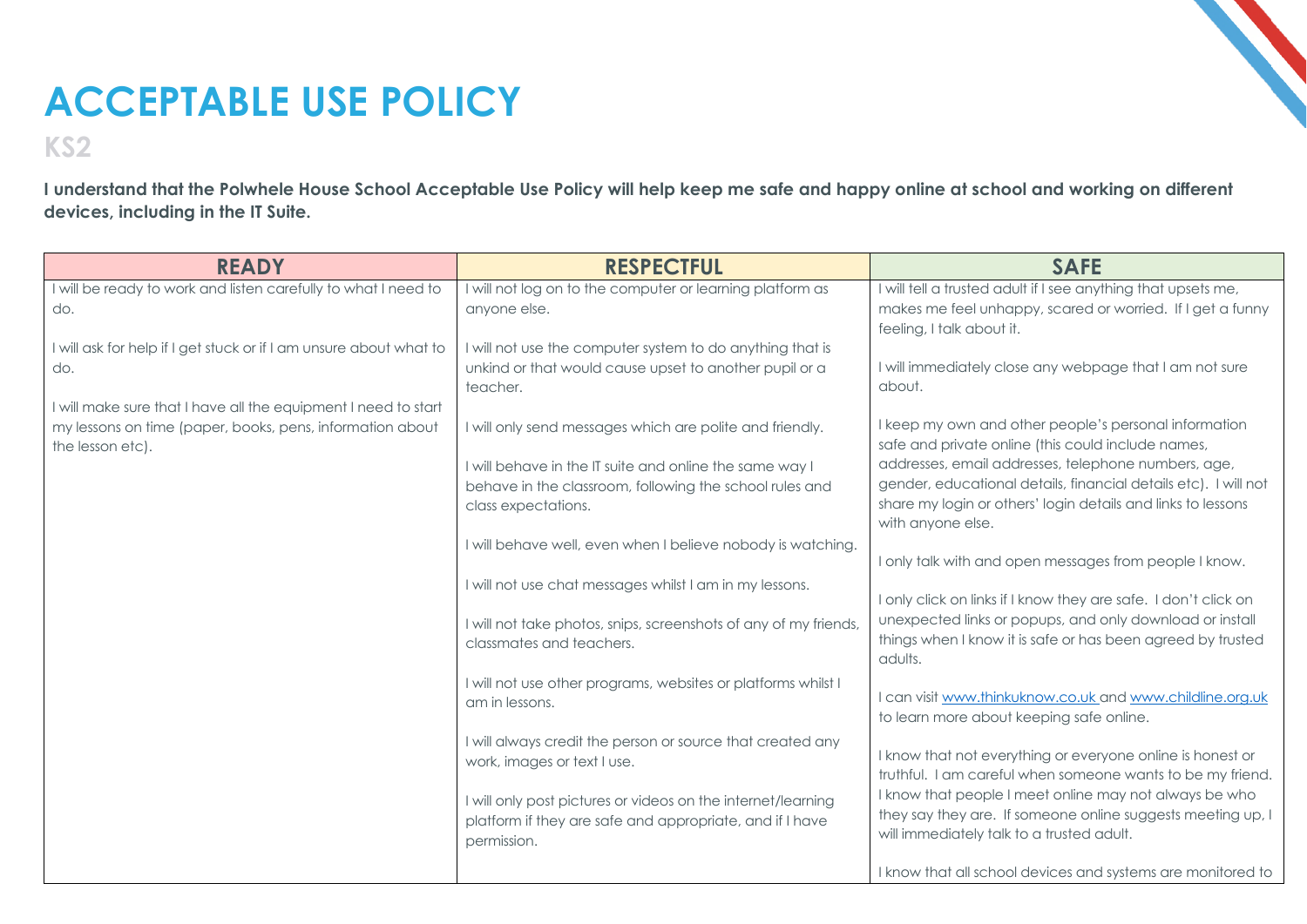# ACCEPTABLE USE POLICY

## KS2

**I understand that the Polwhele House School Acceptable Use Policy will help keep me safe and happy online at school and working on different devices, including in the IT Suite.**

| READY | RESPECTFUL | SAFE |
|---|---|---|
| I will be ready to work and listen carefully to what I need to do.<br><br>I will ask for help if I get stuck or if I am unsure about what to do.<br><br>I will make sure that I have all the equipment I need to start my lessons on time (paper, books, pens, information about the lesson etc). | I will not log on to the computer or learning platform as anyone else.<br><br>I will not use the computer system to do anything that is unkind or that would cause upset to another pupil or a teacher.<br><br>I will only send messages which are polite and friendly.<br><br>I will behave in the IT suite and online the same way I behave in the classroom, following the school rules and class expectations.<br><br>I will behave well, even when I believe nobody is watching.<br><br>I will not use chat messages whilst I am in my lessons.<br><br>I will not take photos, snips, screenshots of any of my friends, classmates and teachers.<br><br>I will not use other programs, websites or platforms whilst I am in lessons.<br><br>I will always credit the person or source that created any work, images or text I use.<br><br>I will only post pictures or videos on the internet/learning platform if they are safe and appropriate, and if I have permission. | I will tell a trusted adult if I see anything that upsets me, makes me feel unhappy, scared or worried. If I get a funny feeling, I talk about it.<br><br>I will immediately close any webpage that I am not sure about.<br><br>I keep my own and other people's personal information safe and private online (this could include names, addresses, email addresses, telephone numbers, age, gender, educational details, financial details etc). I will not share my login or others' login details and links to lessons with anyone else.<br><br>I only talk with and open messages from people I know.<br><br>I only click on links if I know they are safe. I don't click on unexpected links or popups, and only download or install things when I know it is safe or has been agreed by trusted adults.<br><br>I can visit www.thinkuknow.co.uk and www.childline.org.uk to learn more about keeping safe online.<br><br>I know that not everything or everyone online is honest or truthful. I am careful when someone wants to be my friend. I know that people I meet online may not always be who they say they are. If someone online suggests meeting up, I will immediately talk to a trusted adult.<br><br>I know that all school devices and systems are monitored to |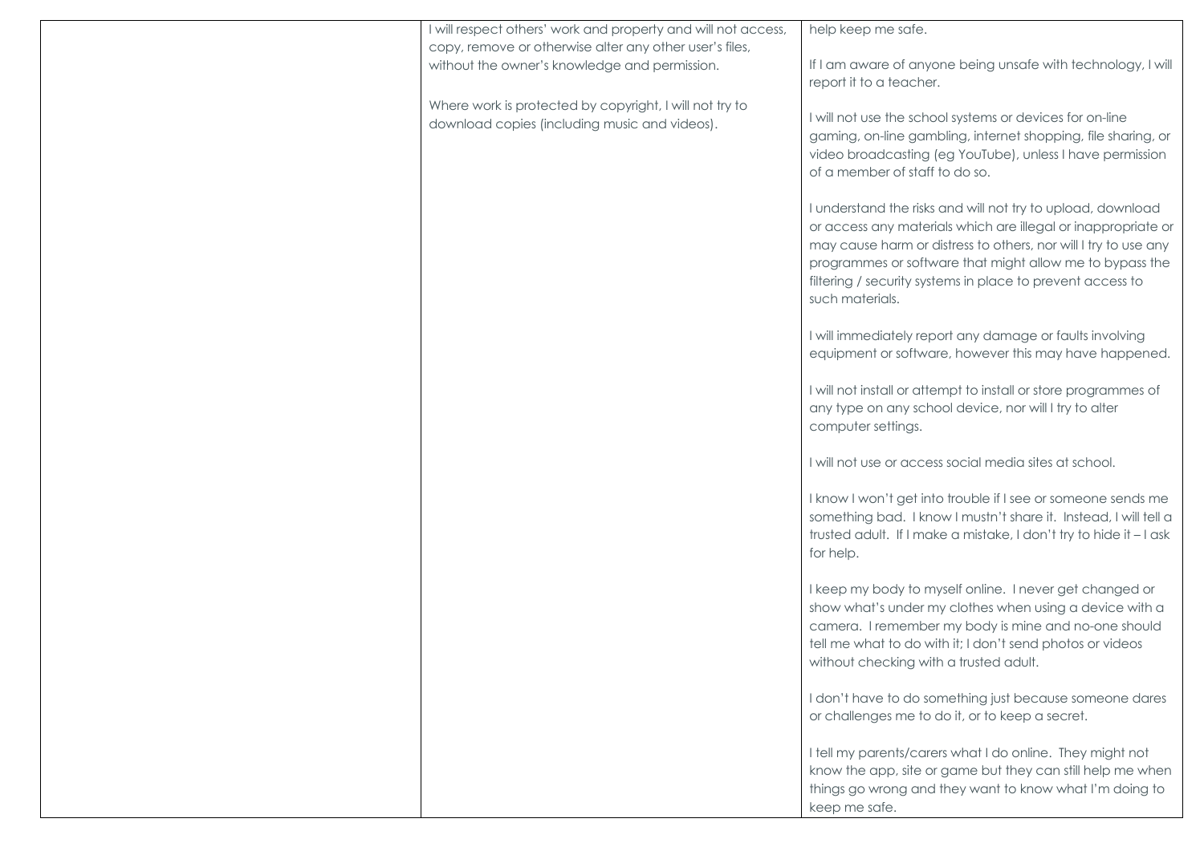| | | |
|---|---|---|
| | I will respect others' work and property and will not access, copy, remove or otherwise alter any other user's files, without the owner's knowledge and permission.<br><br>Where work is protected by copyright, I will not try to download copies (including music and videos). | help keep me safe.<br><br>If I am aware of anyone being unsafe with technology, I will report it to a teacher.<br><br>I will not use the school systems or devices for on-line gaming, on-line gambling, internet shopping, file sharing, or video broadcasting (eg YouTube), unless I have permission of a member of staff to do so.<br><br>I understand the risks and will not try to upload, download or access any materials which are illegal or inappropriate or may cause harm or distress to others, nor will I try to use any programmes or software that might allow me to bypass the filtering / security systems in place to prevent access to such materials.<br><br>I will immediately report any damage or faults involving equipment or software, however this may have happened.<br><br>I will not install or attempt to install or store programmes of any type on any school device, nor will I try to alter computer settings.<br><br>I will not use or access social media sites at school.<br><br>I know I won't get into trouble if I see or someone sends me something bad. I know I mustn't share it. Instead, I will tell a trusted adult. If I make a mistake, I don't try to hide it – I ask for help.<br><br>I keep my body to myself online. I never get changed or show what's under my clothes when using a device with a camera. I remember my body is mine and no-one should tell me what to do with it; I don't send photos or videos without checking with a trusted adult.<br><br>I don't have to do something just because someone dares or challenges me to do it, or to keep a secret.<br><br>I tell my parents/carers what I do online. They might not know the app, site or game but they can still help me when things go wrong and they want to know what I'm doing to keep me safe. |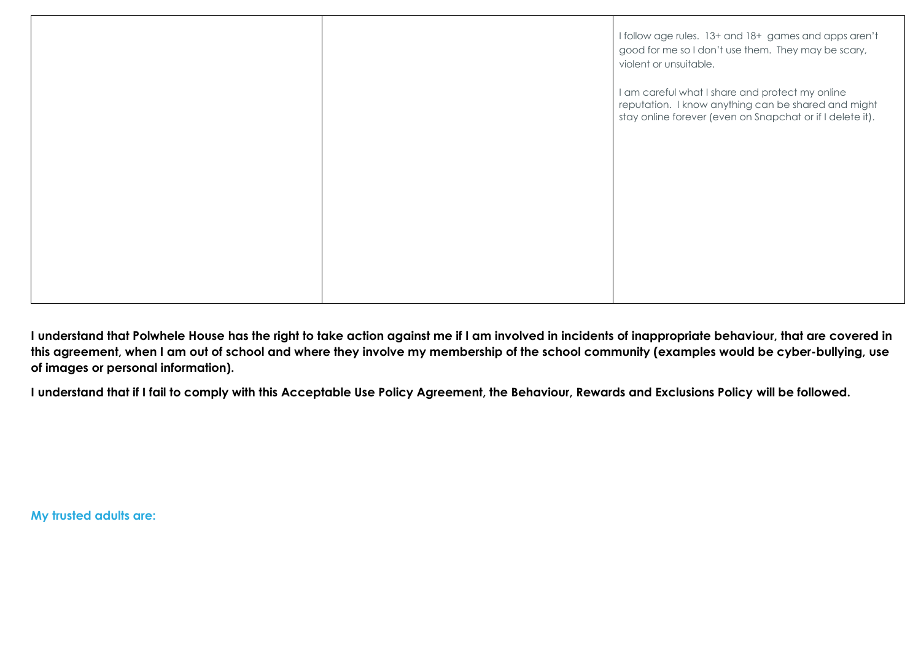| | | |
|---|---|---|
| | | I follow age rules. 13+ and 18+ games and apps aren't good for me so I don't use them. They may be scary, violent or unsuitable.<br><br>I am careful what I share and protect my online reputation. I know anything can be shared and might stay online forever (even on Snapchat or if I delete it). |

**I understand that Polwhele House has the right to take action against me if I am involved in incidents of inappropriate behaviour, that are covered in this agreement, when I am out of school and where they involve my membership of the school community (examples would be cyber-bullying, use of images or personal information).**

**I understand that if I fail to comply with this Acceptable Use Policy Agreement, the Behaviour, Rewards and Exclusions Policy will be followed.**

**My trusted adults are:**